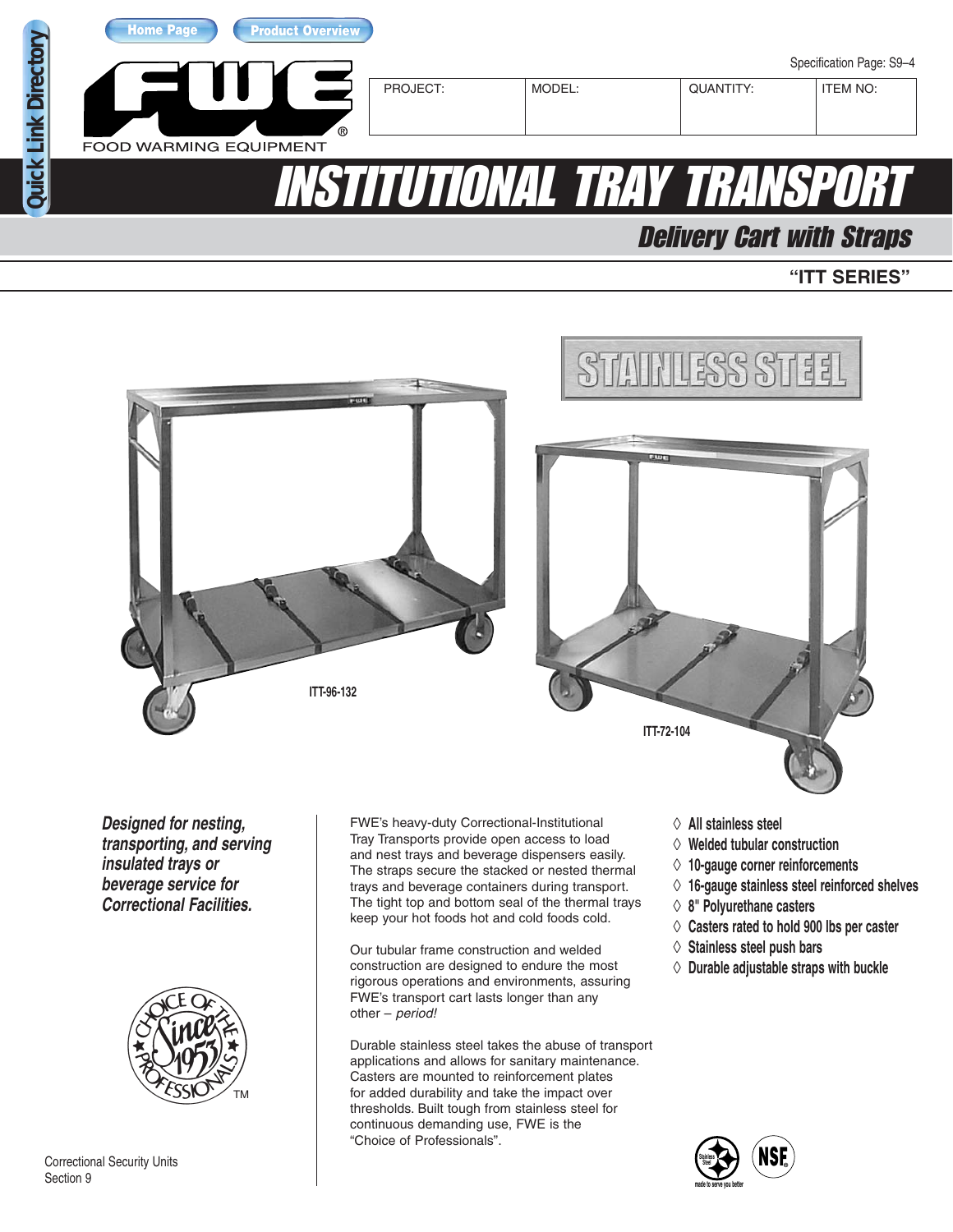Home Page | Product Overview

FWE®
FOOD WARMING EQUIPMENT

Specification Page: S9–4

| PROJECT: | MODEL: | QUANTITY: | ITEM NO: |
|---|---|---|---|
| | | | |

# INSTITUTIONAL TRAY TRANSPORT

## Delivery Cart with Straps

**"ITT SERIES"**

STAINLESS STEEL

ITT-96-132

ITT-72-104

***Designed for nesting, transporting, and serving insulated trays or beverage service for Correctional Facilities.***

FWE's heavy-duty Correctional-Institutional Tray Transports provide open access to load and nest trays and beverage dispensers easily. The straps secure the stacked or nested thermal trays and beverage containers during transport. The tight top and bottom seal of the thermal trays keep your hot foods hot and cold foods cold.

Our tubular frame construction and welded construction are designed to endure the most rigorous operations and environments, assuring FWE's transport cart lasts longer than any other – *period!*

Durable stainless steel takes the abuse of transport applications and allows for sanitary maintenance. Casters are mounted to reinforcement plates for added durability and take the impact over thresholds. Built tough from stainless steel for continuous demanding use, FWE is the "Choice of Professionals".

- **All stainless steel**
- **Welded tubular construction**
- **10-gauge corner reinforcements**
- **16-gauge stainless steel reinforced shelves**
- **8" Polyurethane casters**
- **Casters rated to hold 900 lbs per caster**
- **Stainless steel push bars**
- **Durable adjustable straps with buckle**

Choice of the Professionals Since 1953 TM

Stainless Steel made to serve you better | NSF

Correctional Security Units
Section 9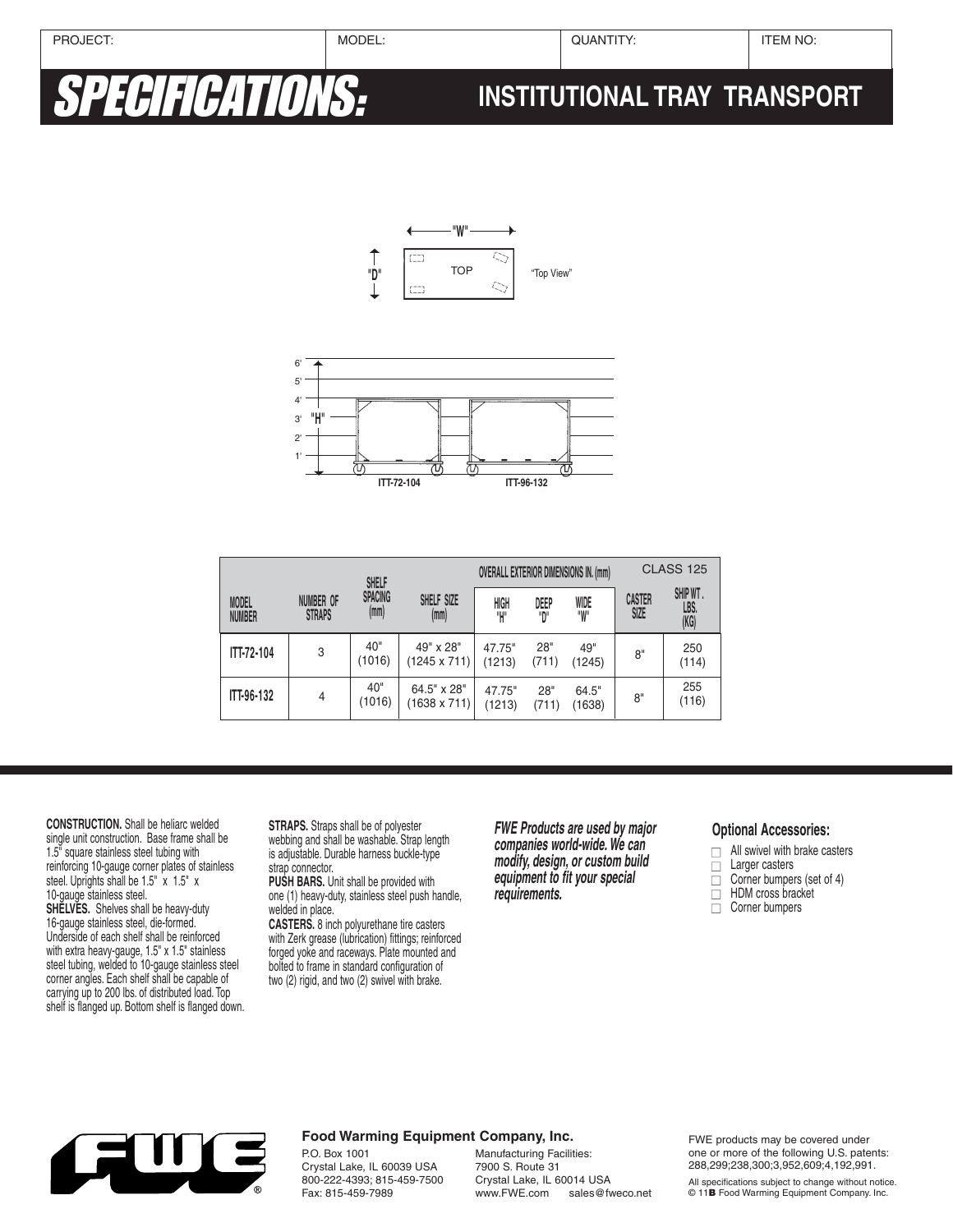| PROJECT: | MODEL: | QUANTITY: | ITEM NO: |
|---|---|---|---|

# SPECIFICATIONS: INSTITUTIONAL TRAY TRANSPORT

"W"

"D"

TOP

"Top View"

6'
5'
4'
3' "H"
2'
1'

ITT-72-104

ITT-96-132

| MODEL NUMBER | NUMBER OF STRAPS | SHELF SPACING (mm) | SHELF SIZE (mm) | OVERALL EXTERIOR DIMENSIONS IN. (mm) HIGH "H" | DEEP "D" | WIDE "W" | CLASS 125 CASTER SIZE | SHIP WT. LBS. (KG) |
|---|---|---|---|---|---|---|---|---|
| ITT-72-104 | 3 | 40" (1016) | 49" x 28" (1245 x 711) | 47.75" (1213) | 28" (711) | 49" (1245) | 8" | 250 (114) |
| ITT-96-132 | 4 | 40" (1016) | 64.5" x 28" (1638 x 711) | 47.75" (1213) | 28" (711) | 64.5" (1638) | 8" | 255 (116) |

**CONSTRUCTION.** Shall be heliarc welded single unit construction. Base frame shall be 1.5" square stainless steel tubing with reinforcing 10-gauge corner plates of stainless steel. Uprights shall be 1.5" x 1.5" x 10-gauge stainless steel.

**SHELVES.** Shelves shall be heavy-duty 16-gauge stainless steel, die-formed. Underside of each shelf shall be reinforced with extra heavy-gauge, 1.5" x 1.5" stainless steel tubing, welded to 10-gauge stainless steel corner angles. Each shelf shall be capable of carrying up to 200 lbs. of distributed load. Top shelf is flanged up. Bottom shelf is flanged down.

**STRAPS.** Straps shall be of polyester webbing and shall be washable. Strap length is adjustable. Durable harness buckle-type strap connector.

**PUSH BARS.** Unit shall be provided with one (1) heavy-duty, stainless steel push handle, welded in place.

**CASTERS.** 8 inch polyurethane tire casters with Zerk grease (lubrication) fittings; reinforced forged yoke and raceways. Plate mounted and bolted to frame in standard configuration of two (2) rigid, and two (2) swivel with brake.

***FWE Products are used by major companies world-wide. We can modify, design, or custom build equipment to fit your special requirements.***

### Optional Accessories:

- ☐ All swivel with brake casters
- ☐ Larger casters
- ☐ Corner bumpers (set of 4)
- ☐ HDM cross bracket
- ☐ Corner bumpers

**Food Warming Equipment Company, Inc.**

P.O. Box 1001
Crystal Lake, IL 60039 USA
800-222-4393; 815-459-7500
Fax: 815-459-7989

Manufacturing Facilities:
7900 S. Route 31
Crystal Lake, IL 60014 USA
www.FWE.com sales@fweco.net

FWE products may be covered under one or more of the following U.S. patents: 288,299;238,300;3,952,609;4,192,991.

All specifications subject to change without notice.
© 11B Food Warming Equipment Company. Inc.